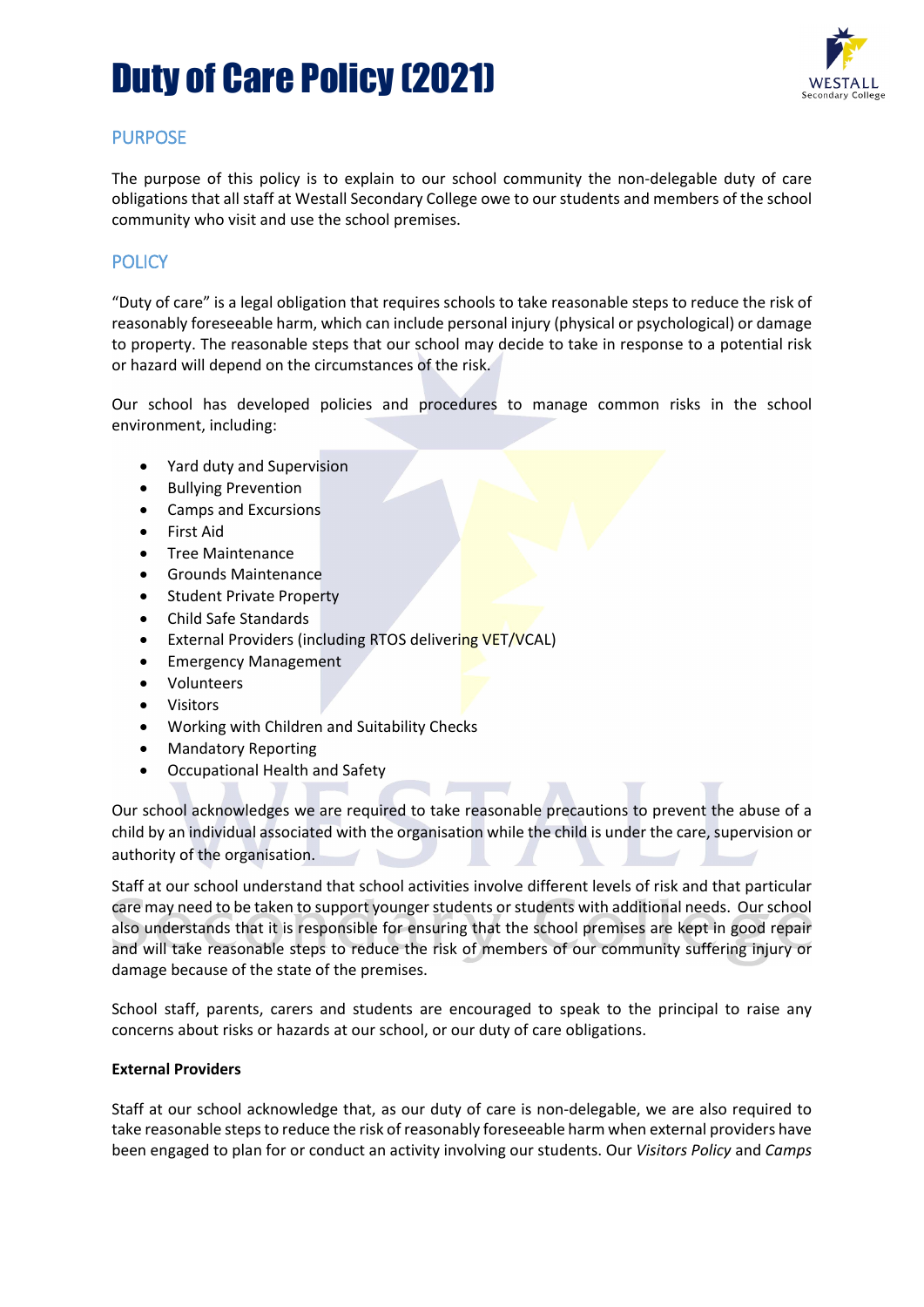# Duty of Care Policy (2021)

## PURPOSE

The purpose of this policy is to explain to our school community the non-delegable duty of care obligations that all staff at Westall Secondary College owe to our students and members of the school community who visit and use the school premises.

## POLICY

"Duty of care" is a legal obligation that requires schools to take reasonable steps to reduce the risk of reasonably foreseeable harm, which can include personal injury (physical or psychological) or damage to property. The reasonable steps that our school may decide to take in response to a potential risk or hazard will depend on the circumstances of the risk.

Our school has developed policies and procedures to manage common risks in the school environment, including:

- Yard duty and Supervision
- Bullying Prevention
- Camps and Excursions
- First Aid
- Tree Maintenance
- Grounds Maintenance
- Student Private Property
- Child Safe Standards
- External Providers (including RTOS delivering VET/VCAL)
- Emergency Management
- Volunteers
- Visitors
- Working with Children and Suitability Checks
- Mandatory Reporting
- Occupational Health and Safety

Our school acknowledges we are required to take reasonable precautions to prevent the abuse of a child by an individual associated with the organisation while the child is under the care, supervision or authority of the organisation.

Staff at our school understand that school activities involve different levels of risk and that particular care may need to be taken to support younger students or students with additional needs. Our school also understands that it is responsible for ensuring that the school premises are kept in good repair and will take reasonable steps to reduce the risk of members of our community suffering injury or damage because of the state of the premises.

School staff, parents, carers and students are encouraged to speak to the principal to raise any concerns about risks or hazards at our school, or our duty of care obligations.

**External Providers**

Staff at our school acknowledge that, as our duty of care is non-delegable, we are also required to take reasonable steps to reduce the risk of reasonably foreseeable harm when external providers have been engaged to plan for or conduct an activity involving our students. Our *Visitors Policy* and *Camps*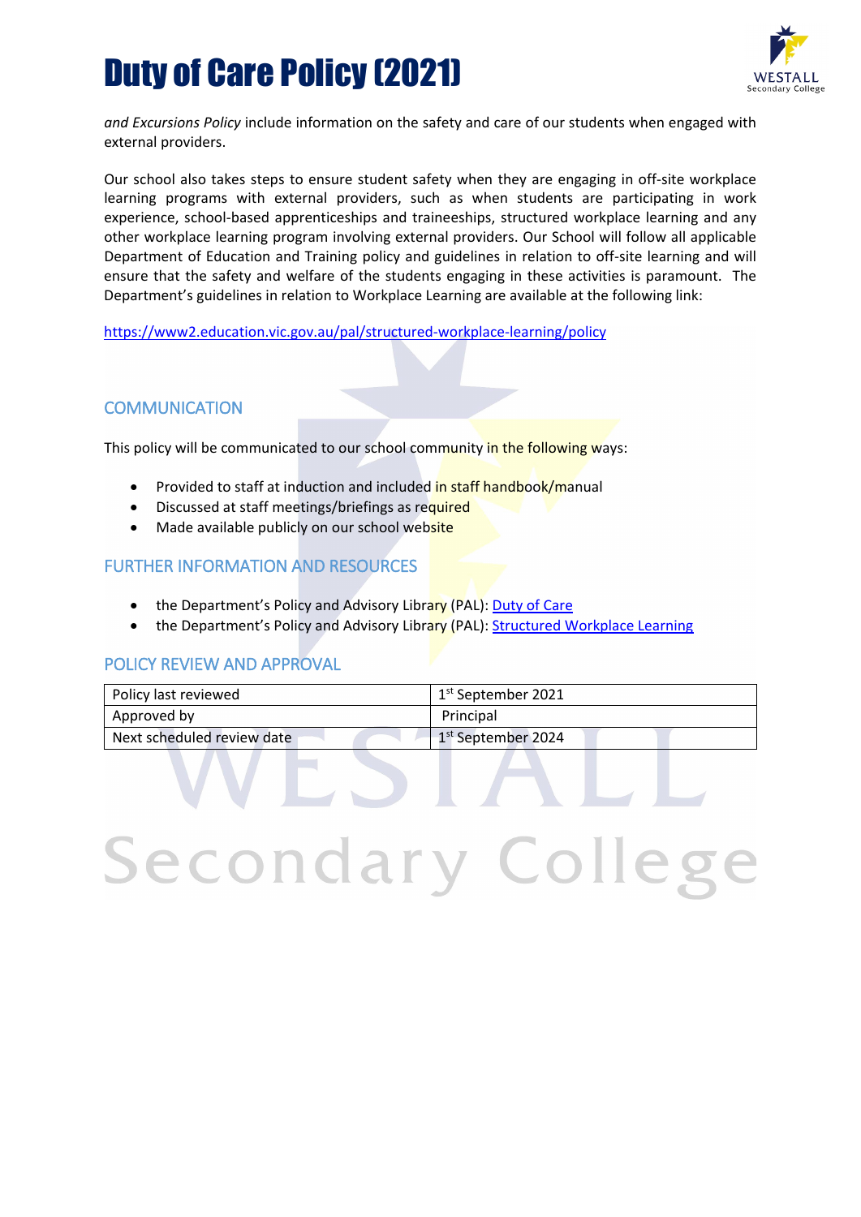*and Excursions Policy* include information on the safety and care of our students when engaged with external providers.

Our school also takes steps to ensure student safety when they are engaging in off-site workplace learning programs with external providers, such as when students are participating in work experience, school-based apprenticeships and traineeships, structured workplace learning and any other workplace learning program involving external providers. Our School will follow all applicable Department of Education and Training policy and guidelines in relation to off-site learning and will ensure that the safety and welfare of the students engaging in these activities is paramount. The Department's guidelines in relation to Workplace Learning are available at the following link:

https://www2.education.vic.gov.au/pal/structured-workplace-learning/policy

## COMMUNICATION

This policy will be communicated to our school community in the following ways:

- Provided to staff at induction and included in staff handbook/manual
- Discussed at staff meetings/briefings as required
- Made available publicly on our school website

## FURTHER INFORMATION AND RESOURCES

- the Department's Policy and Advisory Library (PAL): Duty of Care
- the Department's Policy and Advisory Library (PAL): Structured Workplace Learning

## POLICY REVIEW AND APPROVAL

| | |
|---|---|
| Policy last reviewed | 1st September 2021 |
| Approved by | Principal |
| Next scheduled review date | 1st September 2024 |